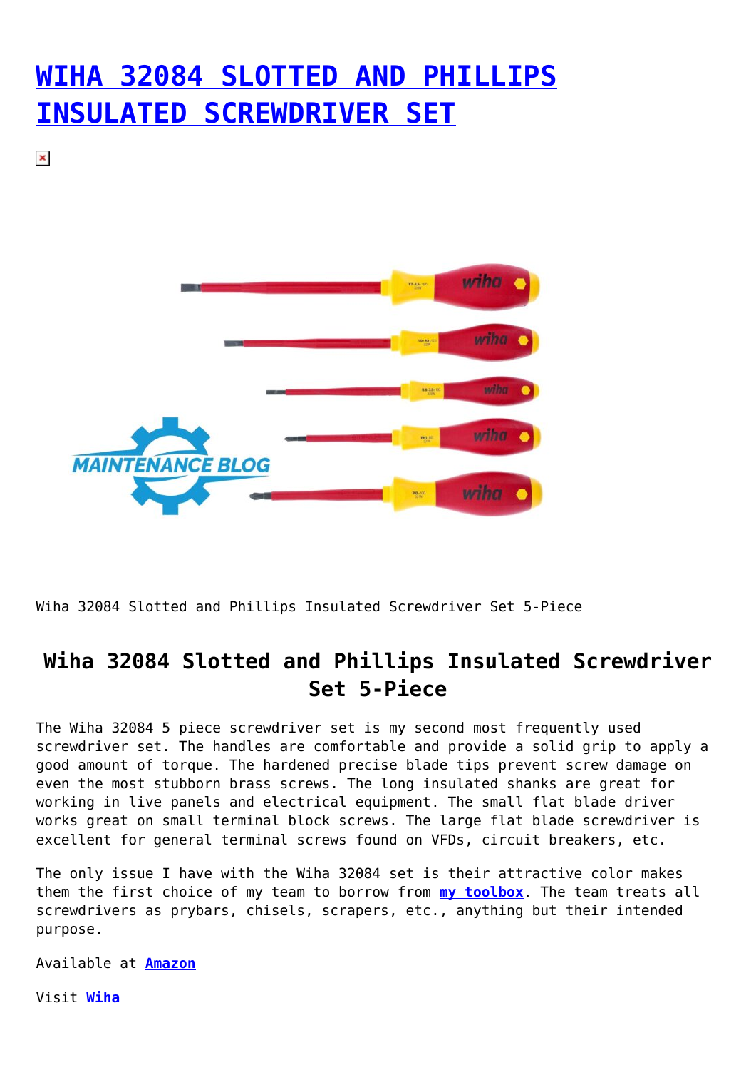# [WIHA 32084 SLOTTED AND PHILLIPS INSULATED SCREWDRIVER SET]

Wiha 32084 Slotted and Phillips Insulated Screwdriver Set 5-Piece

## Wiha 32084 Slotted and Phillips Insulated Screwdriver Set 5-Piece

The Wiha 32084 5 piece screwdriver set is my second most frequently used screwdriver set. The handles are comfortable and provide a solid grip to apply a good amount of torque. The hardened precise blade tips prevent screw damage on even the most stubborn brass screws. The long insulated shanks are great for working in live panels and electrical equipment. The small flat blade driver works great on small terminal block screws. The large flat blade screwdriver is excellent for general terminal screws found on VFDs, circuit breakers, etc.

The only issue I have with the Wiha 32084 set is their attractive color makes them the first choice of my team to borrow from **my toolbox**. The team treats all screwdrivers as prybars, chisels, scrapers, etc., anything but their intended purpose.

Available at **Amazon**

Visit **Wiha**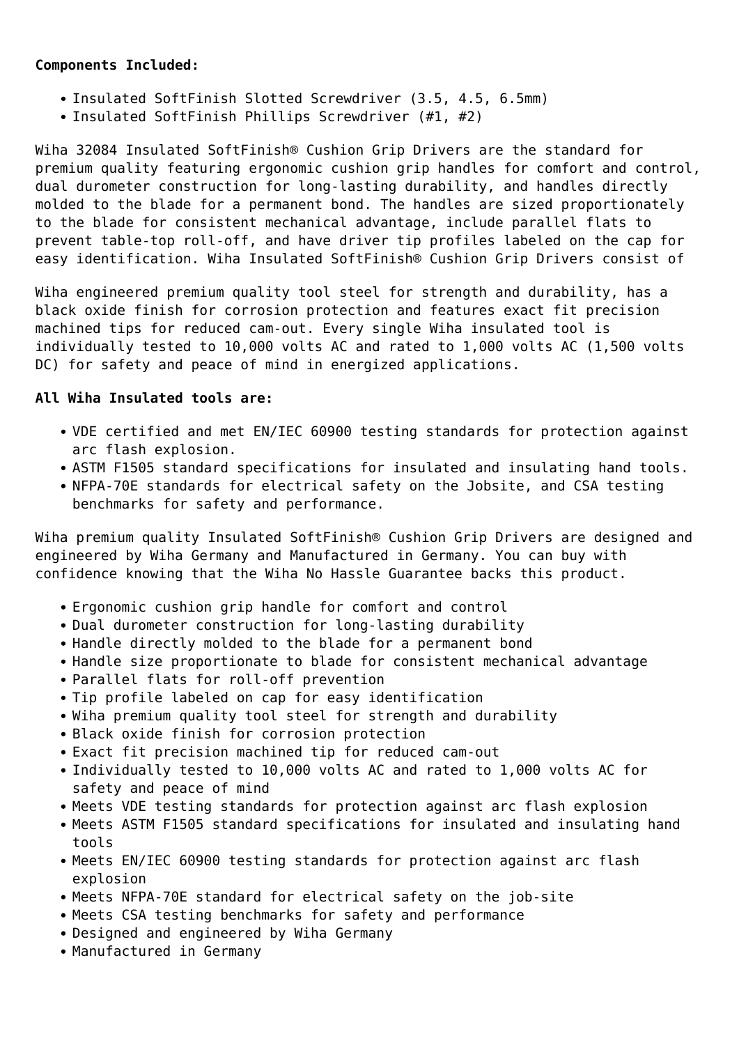**Components Included:**

- Insulated SoftFinish Slotted Screwdriver (3.5, 4.5, 6.5mm)
- Insulated SoftFinish Phillips Screwdriver (#1, #2)

Wiha 32084 Insulated SoftFinish® Cushion Grip Drivers are the standard for premium quality featuring ergonomic cushion grip handles for comfort and control, dual durometer construction for long-lasting durability, and handles directly molded to the blade for a permanent bond. The handles are sized proportionately to the blade for consistent mechanical advantage, include parallel flats to prevent table-top roll-off, and have driver tip profiles labeled on the cap for easy identification. Wiha Insulated SoftFinish® Cushion Grip Drivers consist of

Wiha engineered premium quality tool steel for strength and durability, has a black oxide finish for corrosion protection and features exact fit precision machined tips for reduced cam-out. Every single Wiha insulated tool is individually tested to 10,000 volts AC and rated to 1,000 volts AC (1,500 volts DC) for safety and peace of mind in energized applications.

**All Wiha Insulated tools are:**

- VDE certified and met EN/IEC 60900 testing standards for protection against arc flash explosion.
- ASTM F1505 standard specifications for insulated and insulating hand tools.
- NFPA-70E standards for electrical safety on the Jobsite, and CSA testing benchmarks for safety and performance.

Wiha premium quality Insulated SoftFinish® Cushion Grip Drivers are designed and engineered by Wiha Germany and Manufactured in Germany. You can buy with confidence knowing that the Wiha No Hassle Guarantee backs this product.

- Ergonomic cushion grip handle for comfort and control
- Dual durometer construction for long-lasting durability
- Handle directly molded to the blade for a permanent bond
- Handle size proportionate to blade for consistent mechanical advantage
- Parallel flats for roll-off prevention
- Tip profile labeled on cap for easy identification
- Wiha premium quality tool steel for strength and durability
- Black oxide finish for corrosion protection
- Exact fit precision machined tip for reduced cam-out
- Individually tested to 10,000 volts AC and rated to 1,000 volts AC for safety and peace of mind
- Meets VDE testing standards for protection against arc flash explosion
- Meets ASTM F1505 standard specifications for insulated and insulating hand tools
- Meets EN/IEC 60900 testing standards for protection against arc flash explosion
- Meets NFPA-70E standard for electrical safety on the job-site
- Meets CSA testing benchmarks for safety and performance
- Designed and engineered by Wiha Germany
- Manufactured in Germany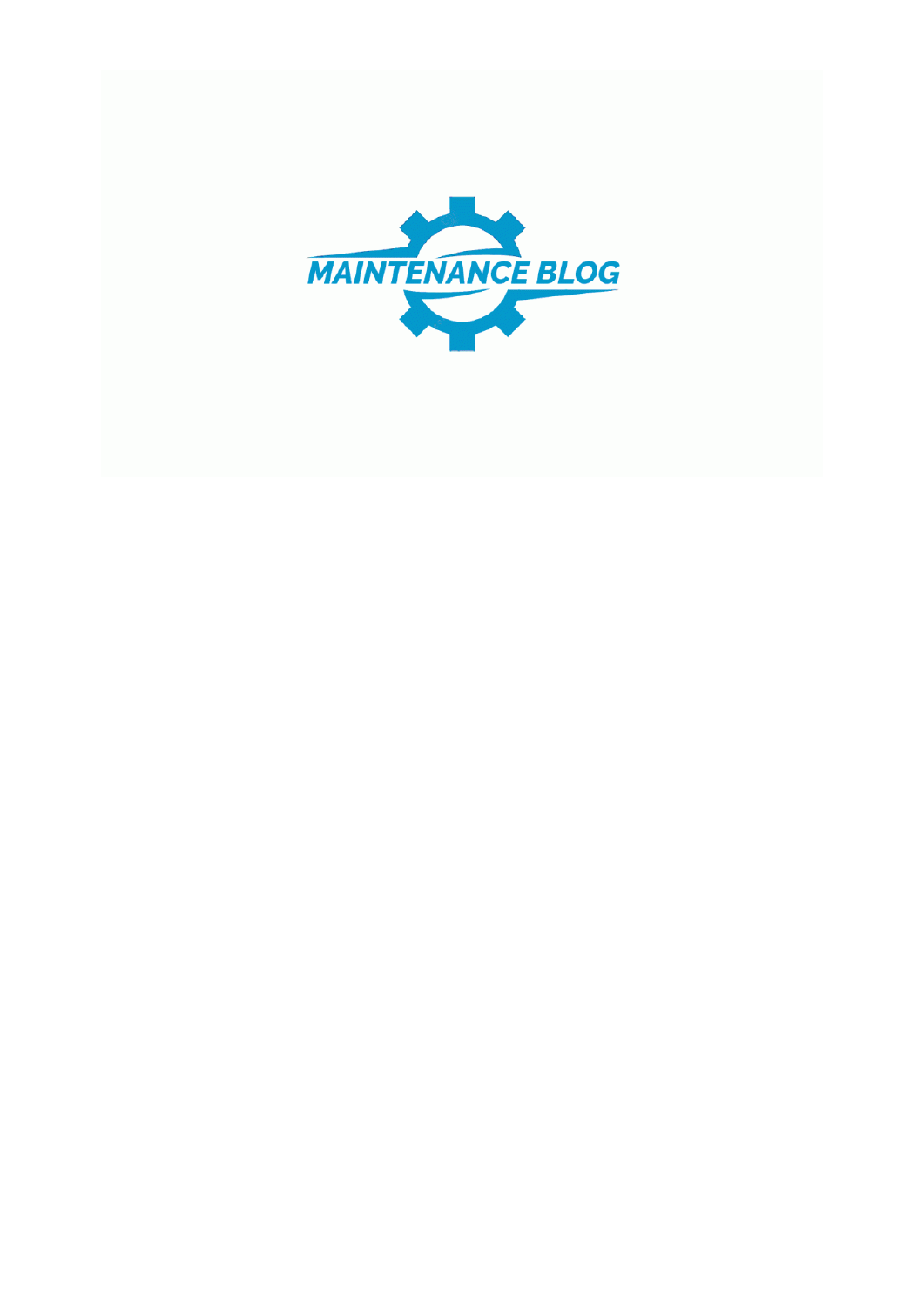MAINTENANCE BLOG